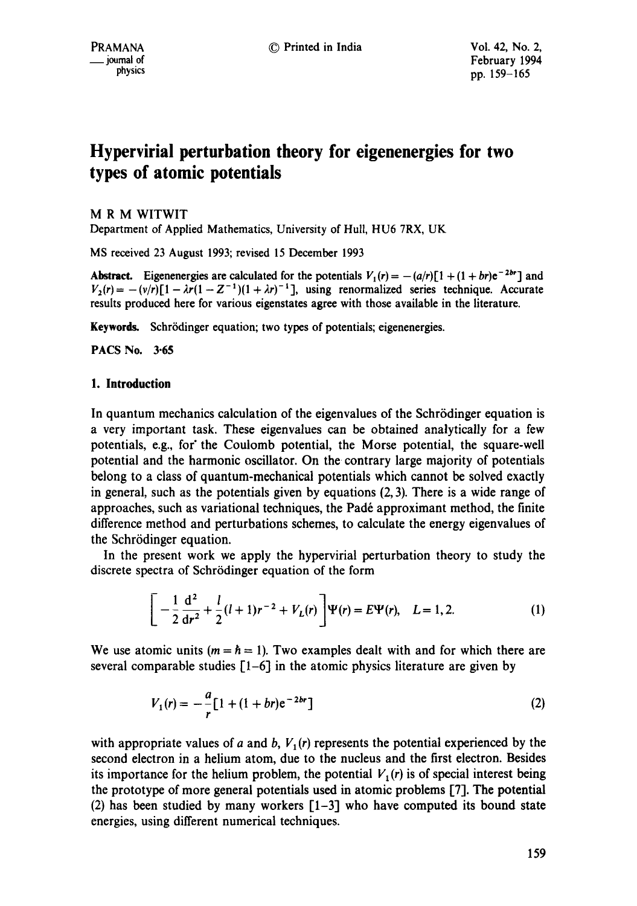# Hypervirial perturbation theory for eigenenergies for two types of atomic potentials

M R M WITWIT

Department of Applied Mathematics, University of Hull, HU6 7RX, UK

MS received 23 August 1993; revised 15 December 1993

**Abstract.** Eigenenergies are calculated for the potentials $V_1(r) = -(a/r)[1 + (1 + br)e^{-2br}]$ and $V_2(r) = -(v/r)[1 - \lambda r(1 - Z^{-1})(1 + \lambda r)^{-1}]$, using renormalized series technique. Accurate results produced here for various eigenstates agree with those available in the literature.

**Keywords.** Schrödinger equation; two types of potentials; eigenenergies.

**PACS No.** 3·65

## 1. Introduction

In quantum mechanics calculation of the eigenvalues of the Schrödinger equation is a very important task. These eigenvalues can be obtained analytically for a few potentials, e.g., for the Coulomb potential, the Morse potential, the square-well potential and the harmonic oscillator. On the contrary large majority of potentials belong to a class of quantum-mechanical potentials which cannot be solved exactly in general, such as the potentials given by equations (2, 3). There is a wide range of approaches, such as variational techniques, the Padé approximant method, the finite difference method and perturbations schemes, to calculate the energy eigenvalues of the Schrödinger equation.

In the present work we apply the hypervirial perturbation theory to study the discrete spectra of Schrödinger equation of the form

$$\left[ -\frac{1}{2}\frac{d^2}{dr^2} + \frac{l}{2}(l+1)r^{-2} + V_L(r) \right]\Psi(r) = E\Psi(r), \quad L = 1, 2. \tag{1}$$

We use atomic units ($m = \hbar = 1$). Two examples dealt with and for which there are several comparable studies [1–6] in the atomic physics literature are given by

$$V_1(r) = -\frac{a}{r}[1 + (1 + br)e^{-2br}] \tag{2}$$

with appropriate values of $a$ and $b$, $V_1(r)$ represents the potential experienced by the second electron in a helium atom, due to the nucleus and the first electron. Besides its importance for the helium problem, the potential $V_1(r)$ is of special interest being the prototype of more general potentials used in atomic problems [7]. The potential (2) has been studied by many workers [1–3] who have computed its bound state energies, using different numerical techniques.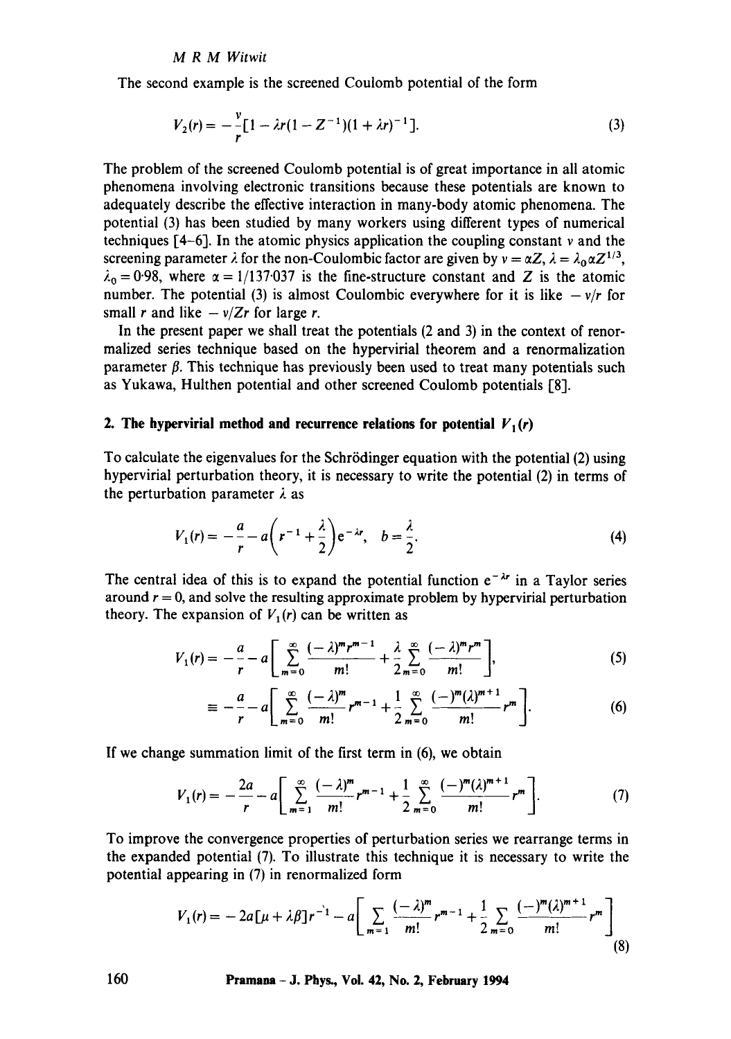The second example is the screened Coulomb potential of the form

$$V_2(r) = -\frac{v}{r}[1 - \lambda r(1 - Z^{-1})(1 + \lambda r)^{-1}]. \tag{3}$$

The problem of the screened Coulomb potential is of great importance in all atomic phenomena involving electronic transitions because these potentials are known to adequately describe the effective interaction in many-body atomic phenomena. The potential (3) has been studied by many workers using different types of numerical techniques [4–6]. In the atomic physics application the coupling constant $v$ and the screening parameter $\lambda$ for the non-Coulombic factor are given by $v = \alpha Z$, $\lambda = \lambda_0 \alpha Z^{1/3}$, $\lambda_0 = 0{\cdot}98$, where $\alpha = 1/137{\cdot}037$ is the fine-structure constant and $Z$ is the atomic number. The potential (3) is almost Coulombic everywhere for it is like $-v/r$ for small $r$ and like $-v/Zr$ for large $r$.

In the present paper we shall treat the potentials (2 and 3) in the context of renormalized series technique based on the hypervirial theorem and a renormalization parameter $\beta$. This technique has previously been used to treat many potentials such as Yukawa, Hulthen potential and other screened Coulomb potentials [8].

## 2. The hypervirial method and recurrence relations for potential $V_1(r)$

To calculate the eigenvalues for the Schrödinger equation with the potential (2) using hypervirial perturbation theory, it is necessary to write the potential (2) in terms of the perturbation parameter $\lambda$ as

$$V_1(r) = -\frac{a}{r} - a\left(r^{-1} + \frac{\lambda}{2}\right)e^{-\lambda r}, \quad b = \frac{\lambda}{2}. \tag{4}$$

The central idea of this is to expand the potential function $e^{-\lambda r}$ in a Taylor series around $r = 0$, and solve the resulting approximate problem by hypervirial perturbation theory. The expansion of $V_1(r)$ can be written as

$$V_1(r) = -\frac{a}{r} - a\left[\sum_{m=0}^{\infty} \frac{(-\lambda)^m r^{m-1}}{m!} + \frac{\lambda}{2}\sum_{m=0}^{\infty} \frac{(-\lambda)^m r^m}{m!}\right], \tag{5}$$

$$\equiv -\frac{a}{r} - a\left[\sum_{m=0}^{\infty} \frac{(-\lambda)^m}{m!} r^{m-1} + \frac{1}{2}\sum_{m=0}^{\infty} \frac{(-)^m(\lambda)^{m+1}}{m!} r^m\right]. \tag{6}$$

If we change summation limit of the first term in (6), we obtain

$$V_1(r) = -\frac{2a}{r} - a\left[\sum_{m=1}^{\infty} \frac{(-\lambda)^m}{m!} r^{m-1} + \frac{1}{2}\sum_{m=0}^{\infty} \frac{(-)^m(\lambda)^{m+1}}{m!} r^m\right]. \tag{7}$$

To improve the convergence properties of perturbation series we rearrange terms in the expanded potential (7). To illustrate this technique it is necessary to write the potential appearing in (7) in renormalized form

$$V_1(r) = -2a[\mu + \lambda\beta]r^{-1} - a\left[\sum_{m=1} \frac{(-\lambda)^m}{m!} r^{m-1} + \frac{1}{2}\sum_{m=0} \frac{(-)^m(\lambda)^{m+1}}{m!} r^m\right] \tag{8}$$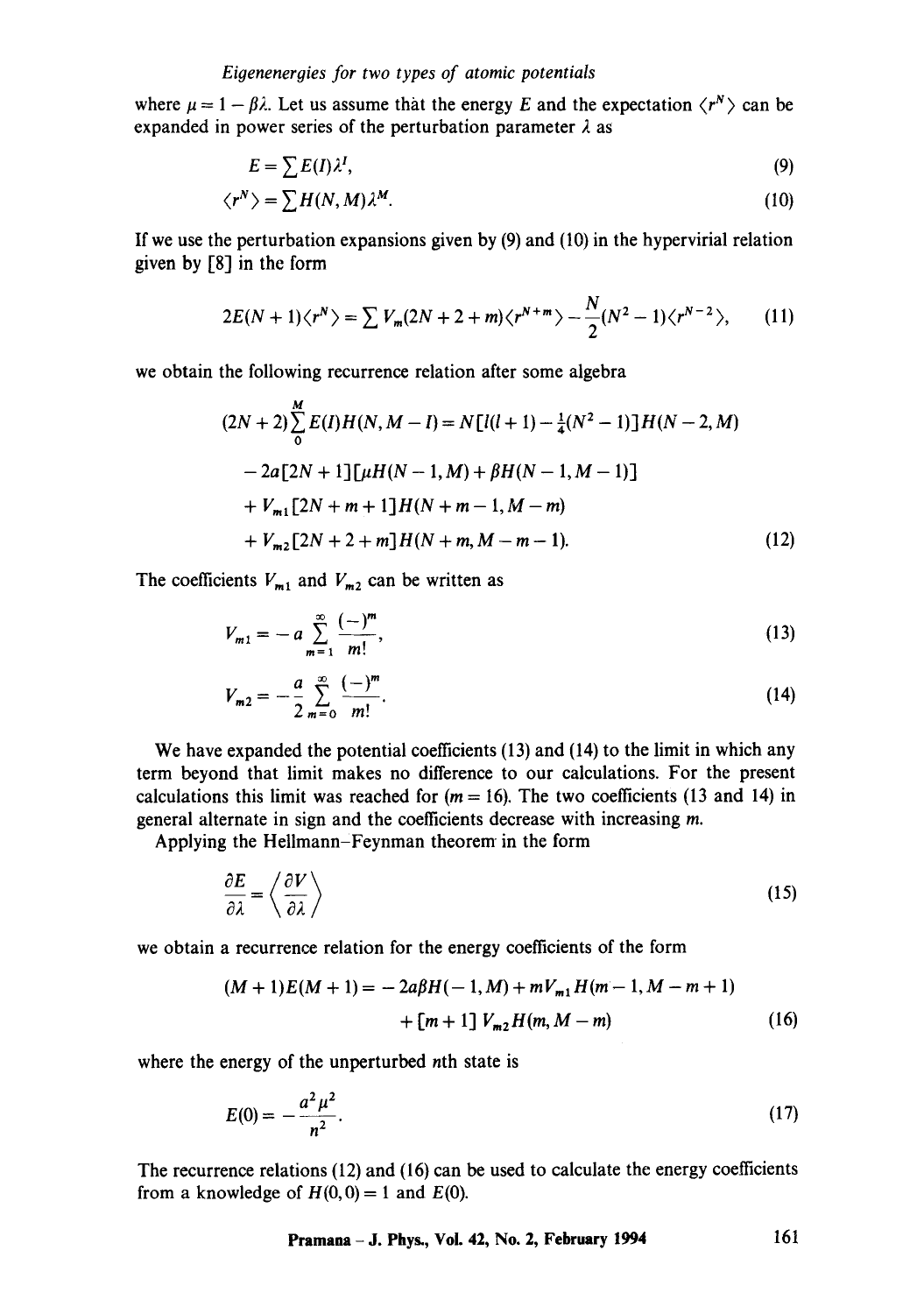where $\mu = 1 - \beta\lambda$. Let us assume that the energy $E$ and the expectation $\langle r^N \rangle$ can be expanded in power series of the perturbation parameter $\lambda$ as

$$E = \sum E(I)\lambda^I, \tag{9}$$

$$\langle r^N \rangle = \sum H(N, M)\lambda^M. \tag{10}$$

If we use the perturbation expansions given by (9) and (10) in the hypervirial relation given by [8] in the form

$$2E(N+1)\langle r^N \rangle = \sum V_m(2N+2+m)\langle r^{N+m} \rangle - \frac{N}{2}(N^2-1)\langle r^{N-2} \rangle, \tag{11}$$

we obtain the following recurrence relation after some algebra

$$\begin{aligned}
(2N+2)\sum_0^M E(I)H(N, M-I) &= N[l(l+1) - \tfrac{1}{4}(N^2-1)]H(N-2, M) \\
&\quad - 2a[2N+1][\mu H(N-1, M) + \beta H(N-1, M-1)] \\
&\quad + V_{m1}[2N+m+1]H(N+m-1, M-m) \\
&\quad + V_{m2}[2N+2+m]H(N+m, M-m-1).
\end{aligned} \tag{12}$$

The coefficients $V_{m1}$ and $V_{m2}$ can be written as

$$V_{m1} = -a\sum_{m=1}^{\infty} \frac{(-)^m}{m!}, \tag{13}$$

$$V_{m2} = -\frac{a}{2}\sum_{m=0}^{\infty} \frac{(-)^m}{m!}. \tag{14}$$

We have expanded the potential coefficients (13) and (14) to the limit in which any term beyond that limit makes no difference to our calculations. For the present calculations this limit was reached for $(m = 16)$. The two coefficients (13 and 14) in general alternate in sign and the coefficients decrease with increasing $m$.

Applying the Hellmann–Feynman theorem in the form

$$\frac{\partial E}{\partial \lambda} = \left\langle \frac{\partial V}{\partial \lambda} \right\rangle \tag{15}$$

we obtain a recurrence relation for the energy coefficients of the form

$$\begin{aligned}
(M+1)E(M+1) &= -2a\beta H(-1, M) + mV_{m1}H(m-1, M-m+1) \\
&\quad + [m+1]\,V_{m2}H(m, M-m)
\end{aligned} \tag{16}$$

where the energy of the unperturbed $n$th state is

$$E(0) = -\frac{a^2\mu^2}{n^2}. \tag{17}$$

The recurrence relations (12) and (16) can be used to calculate the energy coefficients from a knowledge of $H(0,0) = 1$ and $E(0)$.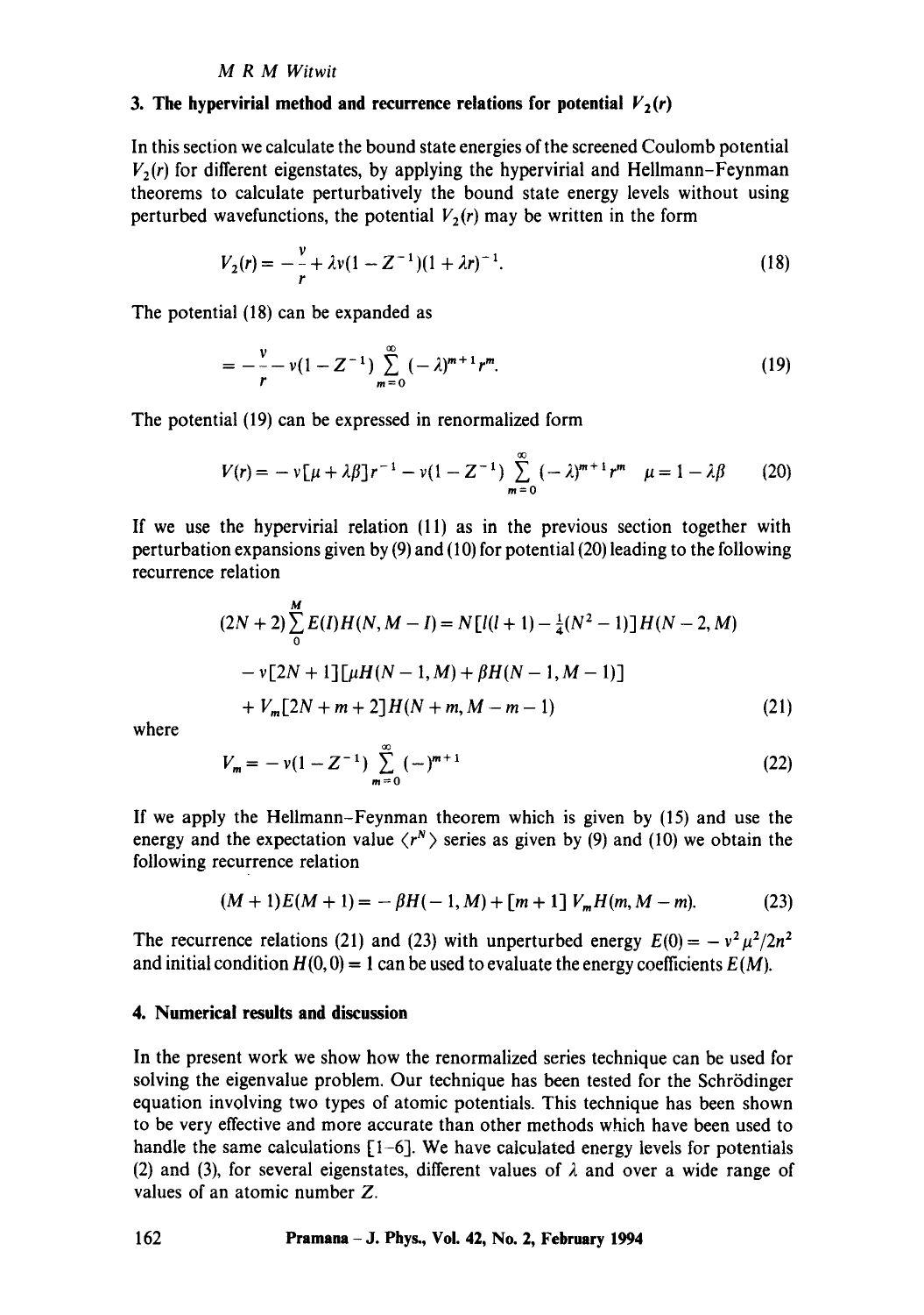## 3. The hypervirial method and recurrence relations for potential $V_2(r)$

In this section we calculate the bound state energies of the screened Coulomb potential $V_2(r)$ for different eigenstates, by applying the hypervirial and Hellmann–Feynman theorems to calculate perturbatively the bound state energy levels without using perturbed wavefunctions, the potential $V_2(r)$ may be written in the form

$$V_2(r) = -\frac{v}{r} + \lambda v(1 - Z^{-1})(1 + \lambda r)^{-1}. \tag{18}$$

The potential (18) can be expanded as

$$= -\frac{v}{r} - v(1 - Z^{-1}) \sum_{m=0}^{\infty} (-\lambda)^{m+1} r^m. \tag{19}$$

The potential (19) can be expressed in renormalized form

$$V(r) = -v[\mu + \lambda\beta]r^{-1} - v(1 - Z^{-1}) \sum_{m=0}^{\infty} (-\lambda)^{m+1} r^m \quad \mu = 1 - \lambda\beta \tag{20}$$

If we use the hypervirial relation (11) as in the previous section together with perturbation expansions given by (9) and (10) for potential (20) leading to the following recurrence relation

$$\begin{aligned}(2N+2)\sum_{0}^{M} E(I)H(N, M-I) &= N[l(l+1) - \tfrac{1}{4}(N^2 - 1)]H(N-2, M) \\ &\quad - v[2N+1][\mu H(N-1, M) + \beta H(N-1, M-1)] \\ &\quad + V_m[2N+m+2]H(N+m, M-m-1)\end{aligned} \tag{21}$$

where

$$V_m = -v(1 - Z^{-1}) \sum_{m=0}^{\infty} (-)^{m+1} \tag{22}$$

If we apply the Hellmann–Feynman theorem which is given by (15) and use the energy and the expectation value $\langle r^N \rangle$ series as given by (9) and (10) we obtain the following recurrence relation

$$(M+1)E(M+1) = -\beta H(-1, M) + [m+1]\, V_m H(m, M-m). \tag{23}$$

The recurrence relations (21) and (23) with unperturbed energy $E(0) = -v^2\mu^2/2n^2$ and initial condition $H(0,0) = 1$ can be used to evaluate the energy coefficients $E(M)$.

## 4. Numerical results and discussion

In the present work we show how the renormalized series technique can be used for solving the eigenvalue problem. Our technique has been tested for the Schrödinger equation involving two types of atomic potentials. This technique has been shown to be very effective and more accurate than other methods which have been used to handle the same calculations [1–6]. We have calculated energy levels for potentials (2) and (3), for several eigenstates, different values of $\lambda$ and over a wide range of values of an atomic number $Z$.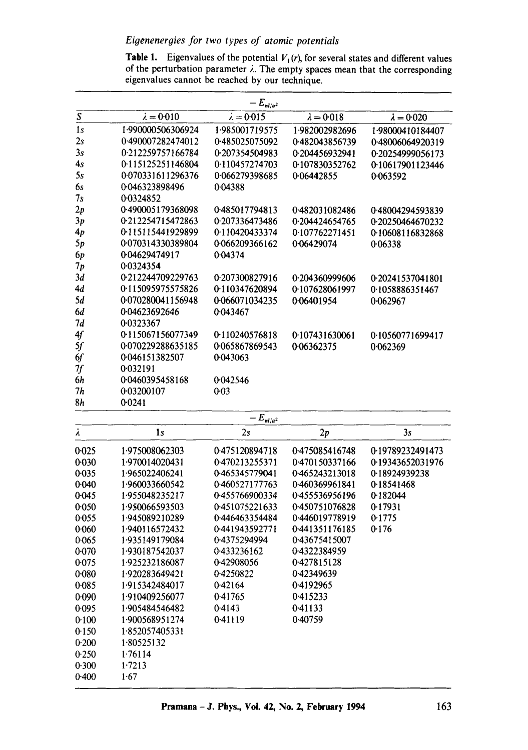**Table 1.** Eigenvalues of the potential $V_1(r)$, for several states and different values of the perturbation parameter $\lambda$. The empty spaces mean that the corresponding eigenvalues cannot be reached by our technique.

| | $-E_{nl/a^2}$ | | | |
|---|---|---|---|---|
| $S$ | $\lambda = 0.010$ | $\lambda = 0.015$ | $\lambda = 0.018$ | $\lambda = 0.020$ |
| 1s | 1.990000506306924 | 1.985001719575 | 1.982002982696 | 1.98000410184407 |
| 2s | 0.490007282474012 | 0.485025075092 | 0.482043856739 | 0.48006064920319 |
| 3s | 0.212259757166784 | 0.207354504983 | 0.204456932941 | 0.20254999056173 |
| 4s | 0.115125251146804 | 0.110457274703 | 0.107830352762 | 0.10617901123446 |
| 5s | 0.070331611296376 | 0.066279398685 | 0.06442855 | 0.063592 |
| 6s | 0.046323898496 | 0.04388 | | |
| 7s | 0.0324852 | | | |
| 2p | 0.490005179368098 | 0.485017794813 | 0.482031082486 | 0.48004294593839 |
| 3p | 0.212254715472863 | 0.207336473486 | 0.204424654765 | 0.20250464670232 |
| 4p | 0.115115441929899 | 0.110420433374 | 0.107762271451 | 0.10608116832868 |
| 5p | 0.070314330389804 | 0.066209366162 | 0.06429074 | 0.06338 |
| 6p | 0.04629474917 | 0.04374 | | |
| 7p | 0.0324354 | | | |
| 3d | 0.212244709229763 | 0.207300827916 | 0.204360999606 | 0.20241537041801 |
| 4d | 0.115095975575826 | 0.110347620894 | 0.107628061997 | 0.1058886351467 |
| 5d | 0.070280041156948 | 0.066071034235 | 0.06401954 | 0.062967 |
| 6d | 0.04623692646 | 0.043467 | | |
| 7d | 0.0323367 | | | |
| 4f | 0.115067156077349 | 0.110240576818 | 0.107431630061 | 0.10560771699417 |
| 5f | 0.070229288635185 | 0.065867869543 | 0.06362375 | 0.062369 |
| 6f | 0.046151382507 | 0.043063 | | |
| 7f | 0.032191 | | | |
| 6h | 0.0460395458168 | 0.042546 | | |
| 7h | 0.03200107 | 0.03 | | |
| 8h | 0.0241 | | | |

| | $-E_{nl/a^2}$ | | | |
|---|---|---|---|---|
| $\lambda$ | 1s | 2s | 2p | 3s |
| 0.025 | 1.975008062303 | 0.475120894718 | 0.475085416748 | 0.19789232491473 |
| 0.030 | 1.970014020431 | 0.470213255371 | 0.470150337166 | 0.19343652031976 |
| 0.035 | 1.965022406241 | 0.465345779041 | 0.465243213018 | 0.18924939238 |
| 0.040 | 1.960033660542 | 0.460527177763 | 0.460369961841 | 0.18541468 |
| 0.045 | 1.955048235217 | 0.455766900334 | 0.455536956196 | 0.182044 |
| 0.050 | 1.950066593503 | 0.451075221633 | 0.450751076828 | 0.17931 |
| 0.055 | 1.945089210289 | 0.446463354484 | 0.446019778919 | 0.1775 |
| 0.060 | 1.940116572432 | 0.441943592771 | 0.441351176185 | 0.176 |
| 0.065 | 1.935149179084 | 0.4375294994 | 0.43675415007 | |
| 0.070 | 1.930187542037 | 0.433236162 | 0.4322384959 | |
| 0.075 | 1.925232186087 | 0.42908056 | 0.427815128 | |
| 0.080 | 1.920283649421 | 0.4250822 | 0.42349639 | |
| 0.085 | 1.915342484017 | 0.42164 | 0.4192965 | |
| 0.090 | 1.910409256077 | 0.41765 | 0.415233 | |
| 0.095 | 1.905484546482 | 0.4143 | 0.41133 | |
| 0.100 | 1.900568951274 | 0.41119 | 0.40759 | |
| 0.150 | 1.852057405331 | | | |
| 0.200 | 1.80525132 | | | |
| 0.250 | 1.76114 | | | |
| 0.300 | 1.7213 | | | |
| 0.400 | 1.67 | | | |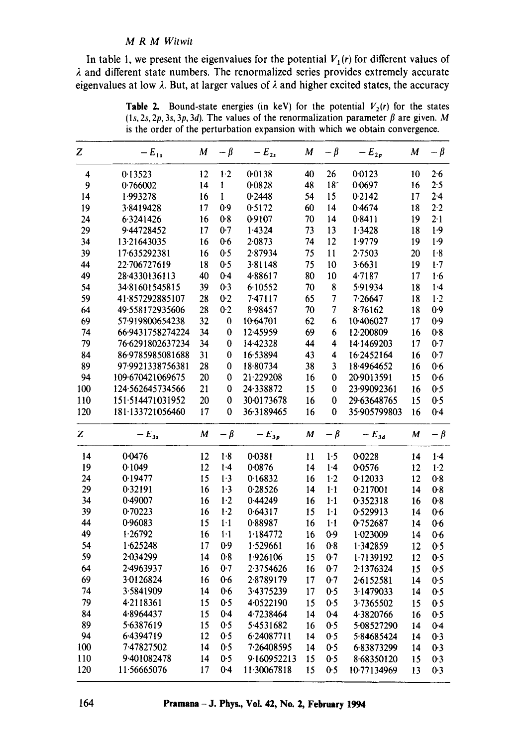In table 1, we present the eigenvalues for the potential $V_1(r)$ for different values of $\lambda$ and different state numbers. The renormalized series provides extremely accurate eigenvalues at low $\lambda$. But, at larger values of $\lambda$ and higher excited states, the accuracy

**Table 2.** Bound-state energies (in keV) for the potential $V_2(r)$ for the states $(1s, 2s, 2p, 3s, 3p, 3d)$. The values of the renormalization parameter $\beta$ are given. $M$ is the order of the perturbation expansion with which we obtain convergence.

| $Z$ | $-E_{1s}$ | $M$ | $-\beta$ | $-E_{2s}$ | $M$ | $-\beta$ | $-E_{2p}$ | $M$ | $-\beta$ |
|---|---|---|---|---|---|---|---|---|---|
| 4 | 0·13523 | 12 | 1·2 | 0·0138 | 40 | 26 | 0·0123 | 10 | 2·6 |
| 9 | 0·766002 | 14 | 1 | 0·0828 | 48 | 18 | 0·0697 | 16 | 2·5 |
| 14 | 1·993278 | 16 | 1 | 0·2448 | 54 | 15 | 0·2142 | 17 | 2·4 |
| 19 | 3·8419428 | 17 | 0·9 | 0·5172 | 60 | 14 | 0·4674 | 18 | 2·2 |
| 24 | 6·3241426 | 16 | 0·8 | 0·9107 | 70 | 14 | 0·8411 | 19 | 2·1 |
| 29 | 9·44728452 | 17 | 0·7 | 1·4324 | 73 | 13 | 1·3428 | 18 | 1·9 |
| 34 | 13·21643035 | 16 | 0·6 | 2·0873 | 74 | 12 | 1·9779 | 19 | 1·9 |
| 39 | 17·635292381 | 16 | 0·5 | 2·87934 | 75 | 11 | 2·7503 | 20 | 1·8 |
| 44 | 22·706727619 | 18 | 0·5 | 3·81148 | 75 | 10 | 3·6631 | 19 | 1·7 |
| 49 | 28·4330136113 | 40 | 0·4 | 4·88617 | 80 | 10 | 4·7187 | 17 | 1·6 |
| 54 | 34·81601545815 | 39 | 0·3 | 6·10552 | 70 | 8 | 5·91934 | 18 | 1·4 |
| 59 | 41·857292885107 | 28 | 0·2 | 7·47117 | 65 | 7 | 7·26647 | 18 | 1·2 |
| 64 | 49·558172935606 | 28 | 0·2 | 8·98457 | 70 | 7 | 8·76162 | 18 | 0·9 |
| 69 | 57·919800654238 | 32 | 0 | 10·64701 | 62 | 6 | 10·406027 | 17 | 0·9 |
| 74 | 66·9431758274224 | 34 | 0 | 12·45959 | 69 | 6 | 12·200809 | 16 | 0·8 |
| 79 | 76·6291802637234 | 34 | 0 | 14·42328 | 44 | 4 | 14·1469203 | 17 | 0·7 |
| 84 | 86·9785985081688 | 31 | 0 | 16·53894 | 43 | 4 | 16·2452164 | 16 | 0·7 |
| 89 | 97·9921338756381 | 28 | 0 | 18·80734 | 38 | 3 | 18·4964652 | 16 | 0·6 |
| 94 | 109·670421069675 | 20 | 0 | 21·229208 | 16 | 0 | 20·9013591 | 15 | 0·6 |
| 100 | 124·562645734566 | 21 | 0 | 24·338872 | 15 | 0 | 23·99092361 | 16 | 0·5 |
| 110 | 151·514471031952 | 20 | 0 | 30·0173678 | 16 | 0 | 29·63648765 | 15 | 0·5 |
| 120 | 181·133721056460 | 17 | 0 | 36·3189465 | 16 | 0 | 35·905799803 | 16 | 0·4 |
| $Z$ | $-E_{3s}$ | $M$ | $-\beta$ | $-E_{3p}$ | $M$ | $-\beta$ | $-E_{3d}$ | $M$ | $-\beta$ |
| 14 | 0·0476 | 12 | 1·8 | 0·0381 | 11 | 1·5 | 0·0228 | 14 | 1·4 |
| 19 | 0·1049 | 12 | 1·4 | 0·0876 | 14 | 1·4 | 0·0576 | 12 | 1·2 |
| 24 | 0·19477 | 15 | 1·3 | 0·16832 | 16 | 1·2 | 0·12033 | 12 | 0·8 |
| 29 | 0·32191 | 16 | 1·3 | 0·28526 | 14 | 1·1 | 0·217001 | 14 | 0·8 |
| 34 | 0·49007 | 16 | 1·2 | 0·44249 | 16 | 1·1 | 0·352318 | 16 | 0·8 |
| 39 | 0·70223 | 16 | 1·2 | 0·64317 | 15 | 1·1 | 0·529913 | 14 | 0·6 |
| 44 | 0·96083 | 15 | 1·1 | 0·88987 | 16 | 1·1 | 0·752687 | 14 | 0·6 |
| 49 | 1·26792 | 16 | 1·1 | 1·184772 | 16 | 0·9 | 1·023009 | 14 | 0·6 |
| 54 | 1·625248 | 17 | 0·9 | 1·529661 | 16 | 0·8 | 1·342859 | 12 | 0·5 |
| 59 | 2·034299 | 14 | 0·8 | 1·926106 | 15 | 0·7 | 1·7139192 | 12 | 0·5 |
| 64 | 2·4963937 | 16 | 0·7 | 2·3754626 | 16 | 0·7 | 2·1376324 | 15 | 0·5 |
| 69 | 3·0126824 | 16 | 0·6 | 2·8789179 | 17 | 0·7 | 2·6152581 | 14 | 0·5 |
| 74 | 3·5841909 | 14 | 0·6 | 3·4375239 | 17 | 0·5 | 3·1479033 | 14 | 0·5 |
| 79 | 4·2118361 | 15 | 0·5 | 4·0522190 | 15 | 0·5 | 3·7365502 | 15 | 0·5 |
| 84 | 4·8964437 | 15 | 0·4 | 4·7238464 | 14 | 0·4 | 4·3820766 | 16 | 0·5 |
| 89 | 5·6387619 | 15 | 0·5 | 5·4531682 | 16 | 0·5 | 5·08527290 | 14 | 0·4 |
| 94 | 6·4394719 | 12 | 0·5 | 6·24087711 | 14 | 0·5 | 5·84685424 | 14 | 0·3 |
| 100 | 7·47827502 | 14 | 0·5 | 7·26408595 | 14 | 0·5 | 6·83873299 | 14 | 0·3 |
| 110 | 9·401082478 | 14 | 0·5 | 9·160952213 | 15 | 0·5 | 8·68350120 | 15 | 0·3 |
| 120 | 11·56665076 | 17 | 0·4 | 11·30067818 | 15 | 0·5 | 10·77134969 | 13 | 0·3 |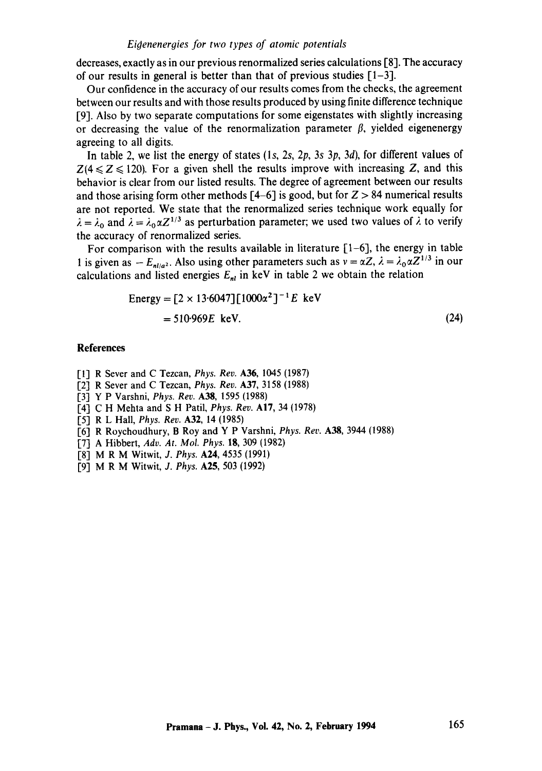decreases, exactly as in our previous renormalized series calculations [8]. The accuracy of our results in general is better than that of previous studies [1–3].

Our confidence in the accuracy of our results comes from the checks, the agreement between our results and with those results produced by using finite difference technique [9]. Also by two separate computations for some eigenstates with slightly increasing or decreasing the value of the renormalization parameter $\beta$, yielded eigenenergy agreeing to all digits.

In table 2, we list the energy of states ($1s$, $2s$, $2p$, $3s$ $3p$, $3d$), for different values of $Z (4 \leqslant Z \leqslant 120)$. For a given shell the results improve with increasing $Z$, and this behavior is clear from our listed results. The degree of agreement between our results and those arising form other methods [4–6] is good, but for $Z > 84$ numerical results are not reported. We state that the renormalized series technique work equally for $\lambda = \lambda_0$ and $\lambda = \lambda_0 \alpha Z^{1/3}$ as perturbation parameter; we used two values of $\lambda$ to verify the accuracy of renormalized series.

For comparison with the results available in literature [1–6], the energy in table 1 is given as $-E_{nl/\alpha^2}$. Also using other parameters such as $v = \alpha Z$, $\lambda = \lambda_0 \alpha Z^{1/3}$ in our calculations and listed energies $E_{nl}$ in keV in table 2 we obtain the relation

$$
\begin{aligned}
\text{Energy} &= [2 \times 13{\cdot}6047][1000\alpha^2]^{-1} E \text{ keV} \\
&= 510{\cdot}969 E \text{ keV}.
\end{aligned}
\tag{24}
$$

## References

[1] R Sever and C Tezcan, *Phys. Rev.* **A36**, 1045 (1987)

[2] R Sever and C Tezcan, *Phys. Rev.* **A37**, 3158 (1988)

[3] Y P Varshni, *Phys. Rev.* **A38**, 1595 (1988)

[4] C H Mehta and S H Patil, *Phys. Rev.* **A17**, 34 (1978)

[5] R L Hall, *Phys. Rev.* **A32**, 14 (1985)

[6] R Roychoudhury, B Roy and Y P Varshni, *Phys. Rev.* **A38**, 3944 (1988)

[7] A Hibbert, *Adv. At. Mol. Phys.* **18**, 309 (1982)

[8] M R M Witwit, *J. Phys.* **A24**, 4535 (1991)

[9] M R M Witwit, *J. Phys.* **A25**, 503 (1992)